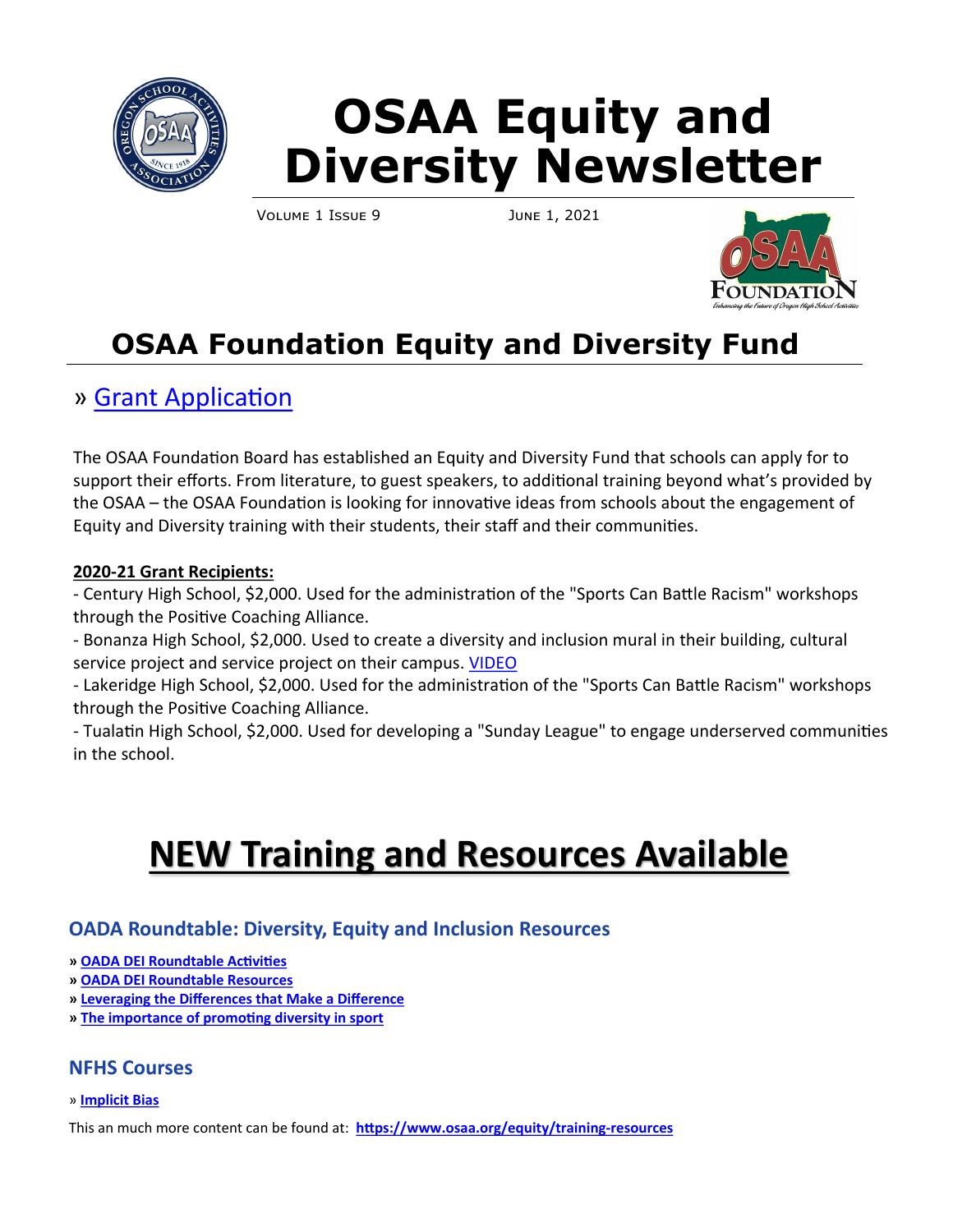# OSAA Equity and Diversity Newsletter

Volume 1 Issue 9 June 1, 2021

## OSAA Foundation Equity and Diversity Fund

» Grant Application

The OSAA Foundation Board has established an Equity and Diversity Fund that schools can apply for to support their efforts. From literature, to guest speakers, to additional training beyond what's provided by the OSAA – the OSAA Foundation is looking for innovative ideas from schools about the engagement of Equity and Diversity training with their students, their staff and their communities.

**2020-21 Grant Recipients:**

- Century High School, $2,000. Used for the administration of the "Sports Can Battle Racism" workshops through the Positive Coaching Alliance.
- Bonanza High School, $2,000. Used to create a diversity and inclusion mural in their building, cultural service project and service project on their campus. VIDEO
- Lakeridge High School, $2,000. Used for the administration of the "Sports Can Battle Racism" workshops through the Positive Coaching Alliance.
- Tualatin High School, $2,000. Used for developing a "Sunday League" to engage underserved communities in the school.

## NEW Training and Resources Available

### OADA Roundtable: Diversity, Equity and Inclusion Resources

» **OADA DEI Roundtable Activities**
» **OADA DEI Roundtable Resources**
» **Leveraging the Differences that Make a Difference**
» **The importance of promoting diversity in sport**

### NFHS Courses

» **Implicit Bias**

This an much more content can be found at: **https://www.osaa.org/equity/training-resources**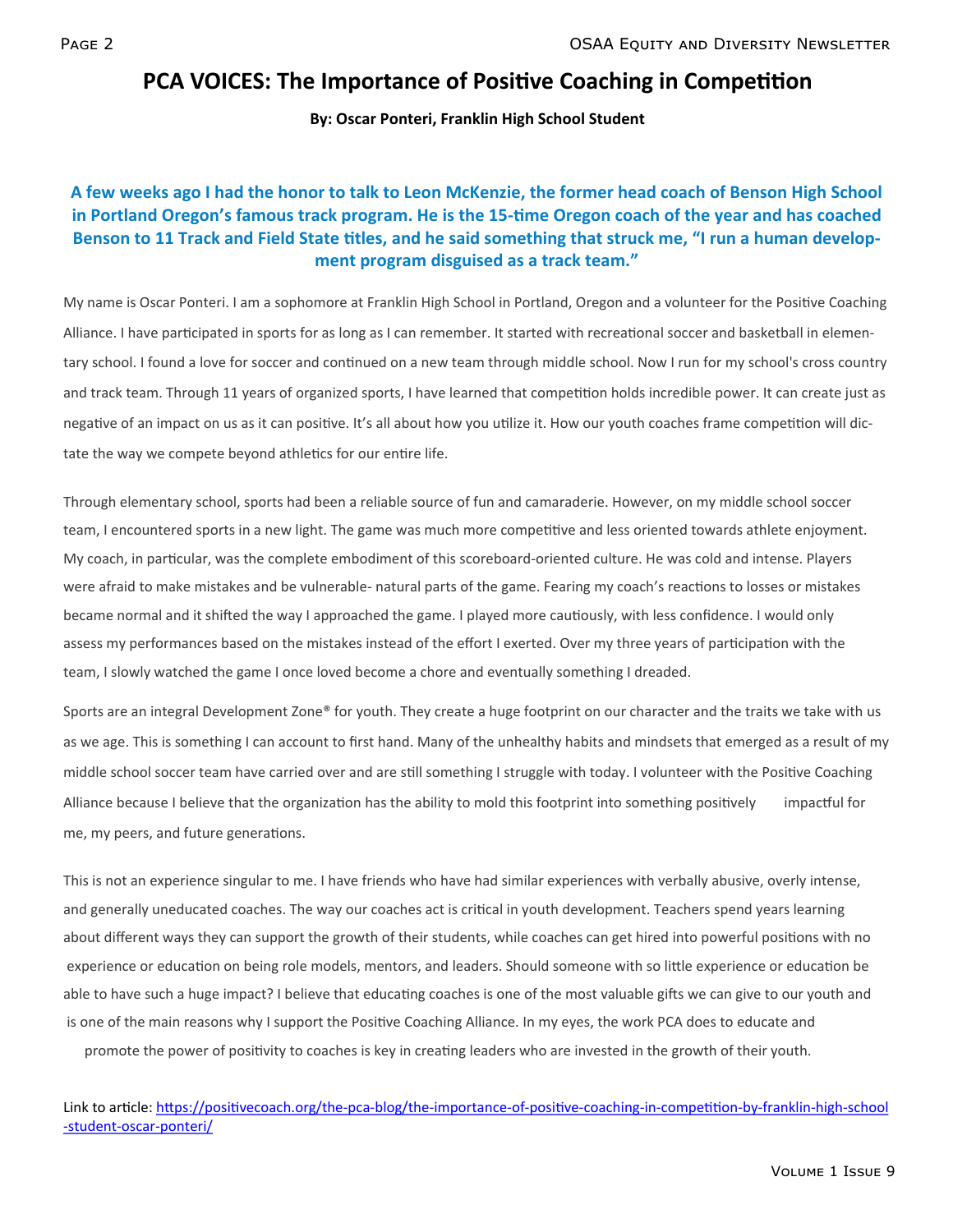# PCA VOICES: The Importance of Positive Coaching in Competition

**By: Oscar Ponteri, Franklin High School Student**

**A few weeks ago I had the honor to talk to Leon McKenzie, the former head coach of Benson High School in Portland Oregon's famous track program. He is the 15-time Oregon coach of the year and has coached Benson to 11 Track and Field State titles, and he said something that struck me, "I run a human development program disguised as a track team."**

My name is Oscar Ponteri. I am a sophomore at Franklin High School in Portland, Oregon and a volunteer for the Positive Coaching Alliance. I have participated in sports for as long as I can remember. It started with recreational soccer and basketball in elementary school. I found a love for soccer and continued on a new team through middle school. Now I run for my school's cross country and track team. Through 11 years of organized sports, I have learned that competition holds incredible power. It can create just as negative of an impact on us as it can positive. It's all about how you utilize it. How our youth coaches frame competition will dictate the way we compete beyond athletics for our entire life.

Through elementary school, sports had been a reliable source of fun and camaraderie. However, on my middle school soccer team, I encountered sports in a new light. The game was much more competitive and less oriented towards athlete enjoyment. My coach, in particular, was the complete embodiment of this scoreboard-oriented culture. He was cold and intense. Players were afraid to make mistakes and be vulnerable- natural parts of the game. Fearing my coach's reactions to losses or mistakes became normal and it shifted the way I approached the game. I played more cautiously, with less confidence. I would only assess my performances based on the mistakes instead of the effort I exerted. Over my three years of participation with the team, I slowly watched the game I once loved become a chore and eventually something I dreaded.

Sports are an integral Development Zone® for youth. They create a huge footprint on our character and the traits we take with us as we age. This is something I can account to first hand. Many of the unhealthy habits and mindsets that emerged as a result of my middle school soccer team have carried over and are still something I struggle with today. I volunteer with the Positive Coaching Alliance because I believe that the organization has the ability to mold this footprint into something positively impactful for me, my peers, and future generations.

This is not an experience singular to me. I have friends who have had similar experiences with verbally abusive, overly intense, and generally uneducated coaches. The way our coaches act is critical in youth development. Teachers spend years learning about different ways they can support the growth of their students, while coaches can get hired into powerful positions with no experience or education on being role models, mentors, and leaders. Should someone with so little experience or education be able to have such a huge impact? I believe that educating coaches is one of the most valuable gifts we can give to our youth and is one of the main reasons why I support the Positive Coaching Alliance. In my eyes, the work PCA does to educate and promote the power of positivity to coaches is key in creating leaders who are invested in the growth of their youth.

Link to article: https://positivecoach.org/the-pca-blog/the-importance-of-positive-coaching-in-competition-by-franklin-high-school-student-oscar-ponteri/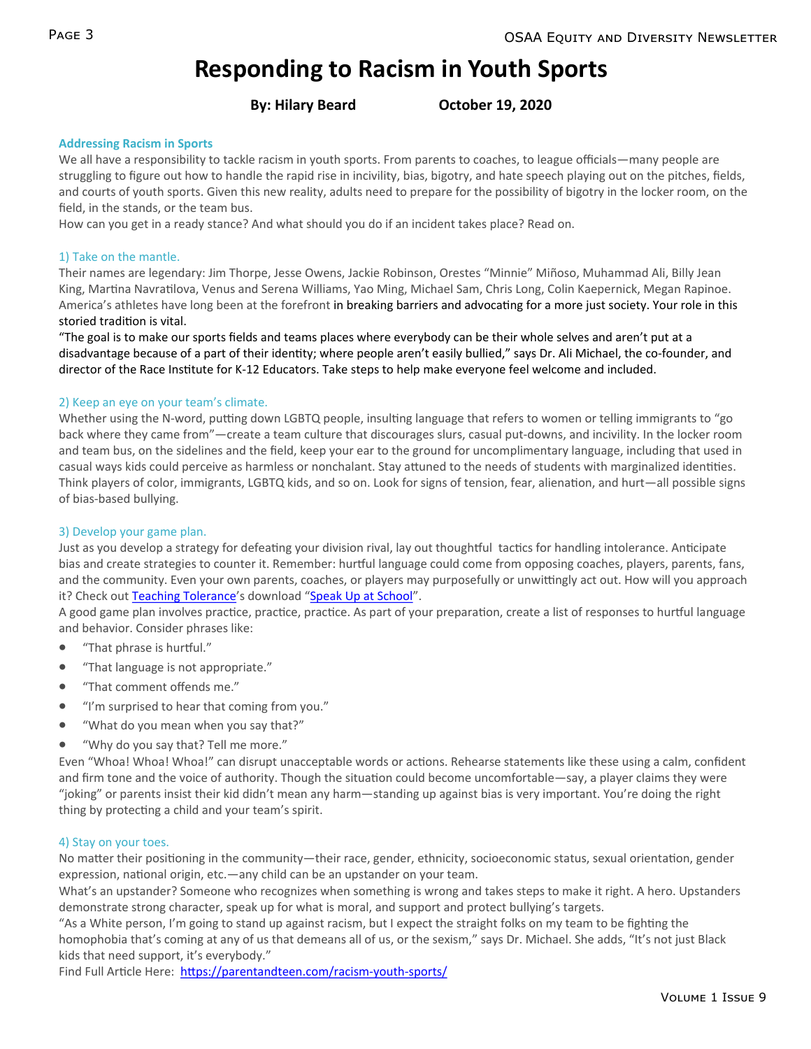# Responding to Racism in Youth Sports

**By: Hilary Beard** **October 19, 2020**

### Addressing Racism in Sports

We all have a responsibility to tackle racism in youth sports. From parents to coaches, to league officials—many people are struggling to figure out how to handle the rapid rise in incivility, bias, bigotry, and hate speech playing out on the pitches, fields, and courts of youth sports. Given this new reality, adults need to prepare for the possibility of bigotry in the locker room, on the field, in the stands, or the team bus.

How can you get in a ready stance? And what should you do if an incident takes place? Read on.

### 1) Take on the mantle.

Their names are legendary: Jim Thorpe, Jesse Owens, Jackie Robinson, Orestes "Minnie" Miñoso, Muhammad Ali, Billy Jean King, Martina Navratilova, Venus and Serena Williams, Yao Ming, Michael Sam, Chris Long, Colin Kaepernick, Megan Rapinoe. America's athletes have long been at the forefront in breaking barriers and advocating for a more just society. Your role in this storied tradition is vital.

"The goal is to make our sports fields and teams places where everybody can be their whole selves and aren't put at a disadvantage because of a part of their identity; where people aren't easily bullied," says Dr. Ali Michael, the co-founder, and director of the Race Institute for K-12 Educators. Take steps to help make everyone feel welcome and included.

### 2) Keep an eye on your team's climate.

Whether using the N-word, putting down LGBTQ people, insulting language that refers to women or telling immigrants to "go back where they came from"—create a team culture that discourages slurs, casual put-downs, and incivility. In the locker room and team bus, on the sidelines and the field, keep your ear to the ground for uncomplimentary language, including that used in casual ways kids could perceive as harmless or nonchalant. Stay attuned to the needs of students with marginalized identities. Think players of color, immigrants, LGBTQ kids, and so on. Look for signs of tension, fear, alienation, and hurt—all possible signs of bias-based bullying.

### 3) Develop your game plan.

Just as you develop a strategy for defeating your division rival, lay out thoughtful tactics for handling intolerance. Anticipate bias and create strategies to counter it. Remember: hurtful language could come from opposing coaches, players, parents, fans, and the community. Even your own parents, coaches, or players may purposefully or unwittingly act out. How will you approach it? Check out Teaching Tolerance's download "Speak Up at School".

A good game plan involves practice, practice, practice. As part of your preparation, create a list of responses to hurtful language and behavior. Consider phrases like:

- "That phrase is hurtful."
- "That language is not appropriate."
- "That comment offends me."
- "I'm surprised to hear that coming from you."
- "What do you mean when you say that?"
- "Why do you say that? Tell me more."

Even "Whoa! Whoa! Whoa!" can disrupt unacceptable words or actions. Rehearse statements like these using a calm, confident and firm tone and the voice of authority. Though the situation could become uncomfortable—say, a player claims they were "joking" or parents insist their kid didn't mean any harm—standing up against bias is very important. You're doing the right thing by protecting a child and your team's spirit.

### 4) Stay on your toes.

No matter their positioning in the community—their race, gender, ethnicity, socioeconomic status, sexual orientation, gender expression, national origin, etc.—any child can be an upstander on your team.

What's an upstander? Someone who recognizes when something is wrong and takes steps to make it right. A hero. Upstanders demonstrate strong character, speak up for what is moral, and support and protect bullying's targets.

"As a White person, I'm going to stand up against racism, but I expect the straight folks on my team to be fighting the homophobia that's coming at any of us that demeans all of us, or the sexism," says Dr. Michael. She adds, "It's not just Black kids that need support, it's everybody."

Find Full Article Here: https://parentandteen.com/racism-youth-sports/